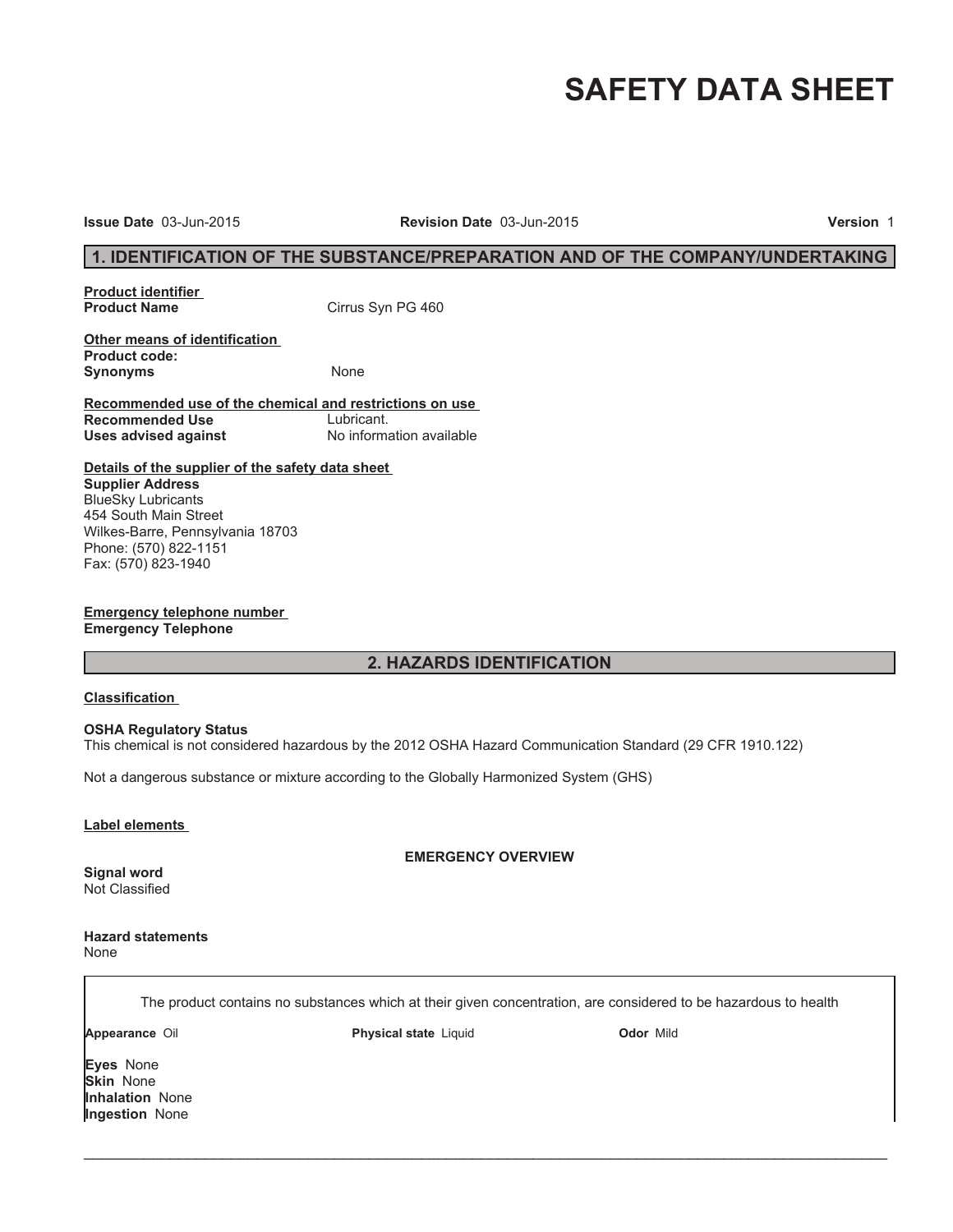# SAFETY DATA SHEET

**Issue Date** 03-Jun-2015 **Revision Date** 03-Jun-2015 **Version** 1

## 1. IDENTIFICATION OF THE SUBSTANCE/PREPARATION AND OF THE COMPANY/UNDERTAKING

**Product identifier**

**Product Name** Cirrus Syn PG 460

**Other means of identification**

**Product code:**

**Synonyms** None

**Recommended use of the chemical and restrictions on use**

**Recommended Use** Lubricant.

**Uses advised against** No information available

**Details of the supplier of the safety data sheet**

**Supplier Address**
BlueSky Lubricants
454 South Main Street
Wilkes-Barre, Pennsylvania 18703
Phone: (570) 822-1151
Fax: (570) 823-1940

**Emergency telephone number**

**Emergency Telephone**

## 2. HAZARDS IDENTIFICATION

**Classification**

**OSHA Regulatory Status**
This chemical is not considered hazardous by the 2012 OSHA Hazard Communication Standard (29 CFR 1910.122)

Not a dangerous substance or mixture according to the Globally Harmonized System (GHS)

**Label elements**

**EMERGENCY OVERVIEW**

**Signal word**
Not Classified

**Hazard statements**
None

The product contains no substances which at their given concentration, are considered to be hazardous to health

**Appearance** Oil **Physical state** Liquid **Odor** Mild

**Eyes** None
**Skin** None
**Inhalation** None
**Ingestion** None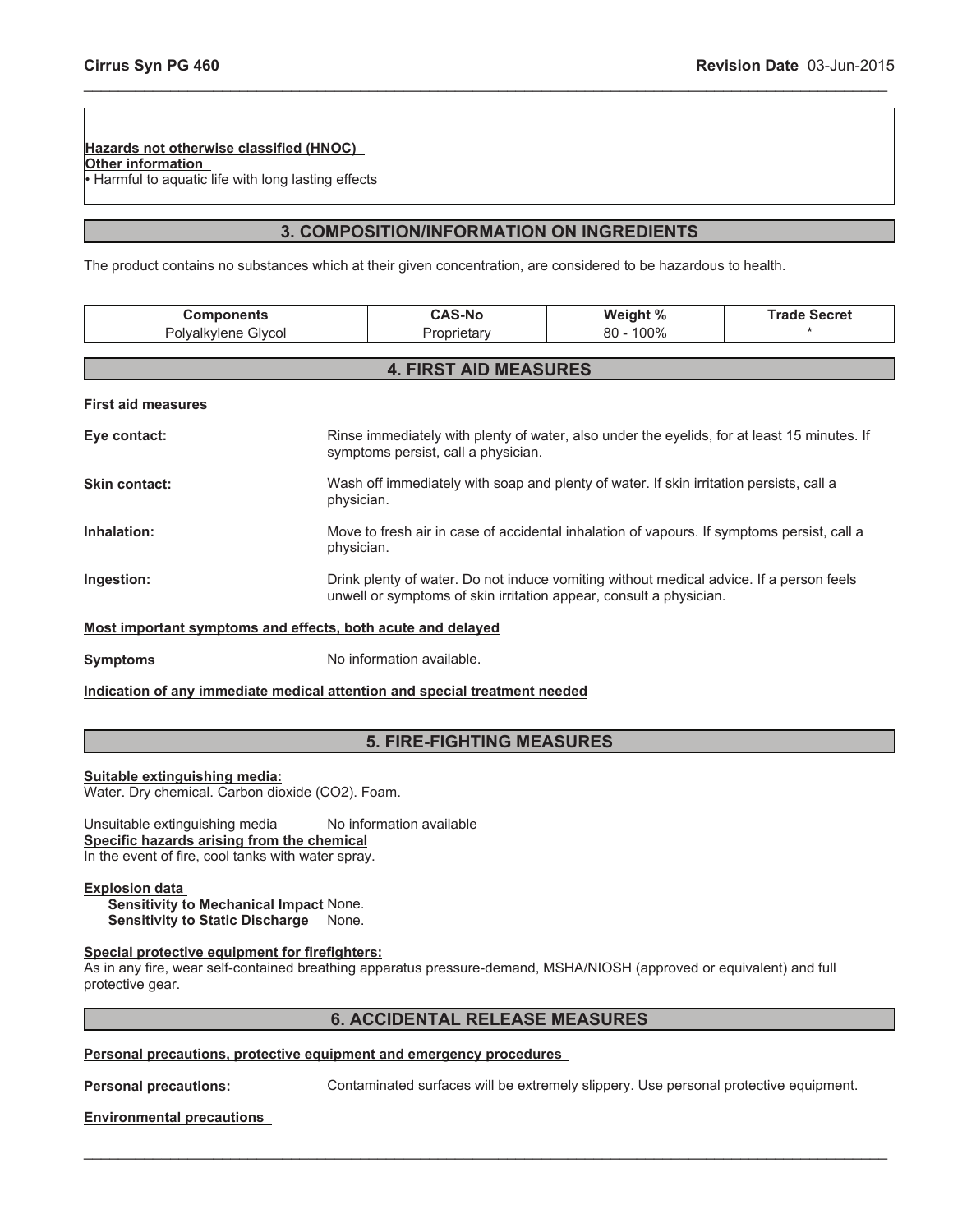**Hazards not otherwise classified (HNOC)**

**Other information**

• Harmful to aquatic life with long lasting effects

## 3. COMPOSITION/INFORMATION ON INGREDIENTS

The product contains no substances which at their given concentration, are considered to be hazardous to health.

| Components | CAS-No | Weight % | Trade Secret |
|---|---|---|---|
| Polyalkylene Glycol | Proprietary | 80 - 100% | * |

## 4. FIRST AID MEASURES

**First aid measures**

**Eye contact:** Rinse immediately with plenty of water, also under the eyelids, for at least 15 minutes. If symptoms persist, call a physician.

**Skin contact:** Wash off immediately with soap and plenty of water. If skin irritation persists, call a physician.

**Inhalation:** Move to fresh air in case of accidental inhalation of vapours. If symptoms persist, call a physician.

**Ingestion:** Drink plenty of water. Do not induce vomiting without medical advice. If a person feels unwell or symptoms of skin irritation appear, consult a physician.

**Most important symptoms and effects, both acute and delayed**

**Symptoms** No information available.

**Indication of any immediate medical attention and special treatment needed**

## 5. FIRE-FIGHTING MEASURES

**Suitable extinguishing media:**

Water. Dry chemical. Carbon dioxide ($CO_2$). Foam.

Unsuitable extinguishing media No information available

**Specific hazards arising from the chemical**

In the event of fire, cool tanks with water spray.

**Explosion data**

**Sensitivity to Mechanical Impact** None.

**Sensitivity to Static Discharge** None.

**Special protective equipment for firefighters:**

As in any fire, wear self-contained breathing apparatus pressure-demand, MSHA/NIOSH (approved or equivalent) and full protective gear.

## 6. ACCIDENTAL RELEASE MEASURES

**Personal precautions, protective equipment and emergency procedures**

**Personal precautions:** Contaminated surfaces will be extremely slippery. Use personal protective equipment.

**Environmental precautions**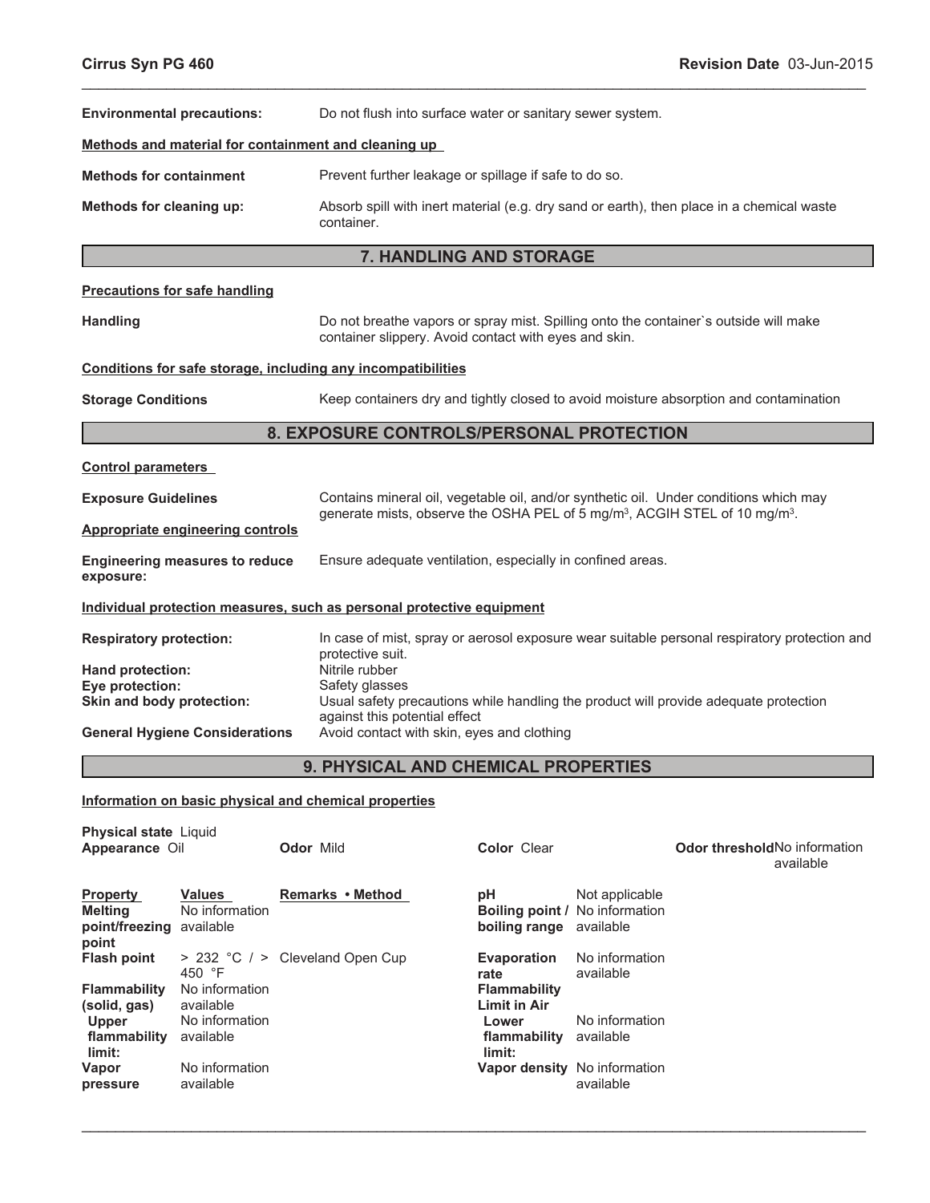**Environmental precautions:** Do not flush into surface water or sanitary sewer system.

**Methods and material for containment and cleaning up**

**Methods for containment** Prevent further leakage or spillage if safe to do so.

**Methods for cleaning up:** Absorb spill with inert material (e.g. dry sand or earth), then place in a chemical waste container.

## 7. HANDLING AND STORAGE

**Precautions for safe handling**

**Handling** Do not breathe vapors or spray mist. Spilling onto the container`s outside will make container slippery. Avoid contact with eyes and skin.

**Conditions for safe storage, including any incompatibilities**

**Storage Conditions** Keep containers dry and tightly closed to avoid moisture absorption and contamination

## 8. EXPOSURE CONTROLS/PERSONAL PROTECTION

**Control parameters**

**Exposure Guidelines** Contains mineral oil, vegetable oil, and/or synthetic oil. Under conditions which may generate mists, observe the OSHA PEL of 5 mg/m$^3$, ACGIH STEL of 10 mg/m$^3$.

**Appropriate engineering controls**

**Engineering measures to reduce exposure:** Ensure adequate ventilation, especially in confined areas.

**Individual protection measures, such as personal protective equipment**

**Respiratory protection:** In case of mist, spray or aerosol exposure wear suitable personal respiratory protection and protective suit.
**Hand protection:** Nitrile rubber
**Eye protection:** Safety glasses
**Skin and body protection:** Usual safety precautions while handling the product will provide adequate protection against this potential effect
**General Hygiene Considerations** Avoid contact with skin, eyes and clothing

## 9. PHYSICAL AND CHEMICAL PROPERTIES

**Information on basic physical and chemical properties**

**Physical state** Liquid
**Appearance** Oil **Odor** Mild **Color** Clear **Odor threshold** No information available

| Property | Values | Remarks • Method |
|---|---|---|
| **Melting point/freezing point** | No information available | |
| **Flash point** | > 232 °C / > 450 °F | Cleveland Open Cup |
| **Flammability (solid, gas)** | No information available | |
| **Upper flammability limit:** | No information available | |
| **Vapor pressure** | No information available | |
| **pH** | Not applicable | |
| **Boiling point / boiling range** | No information available | |
| **Evaporation rate** | No information available | |
| **Flammability Limit in Air** | | |
| **Lower flammability limit:** | No information available | |
| **Vapor density** | No information available | |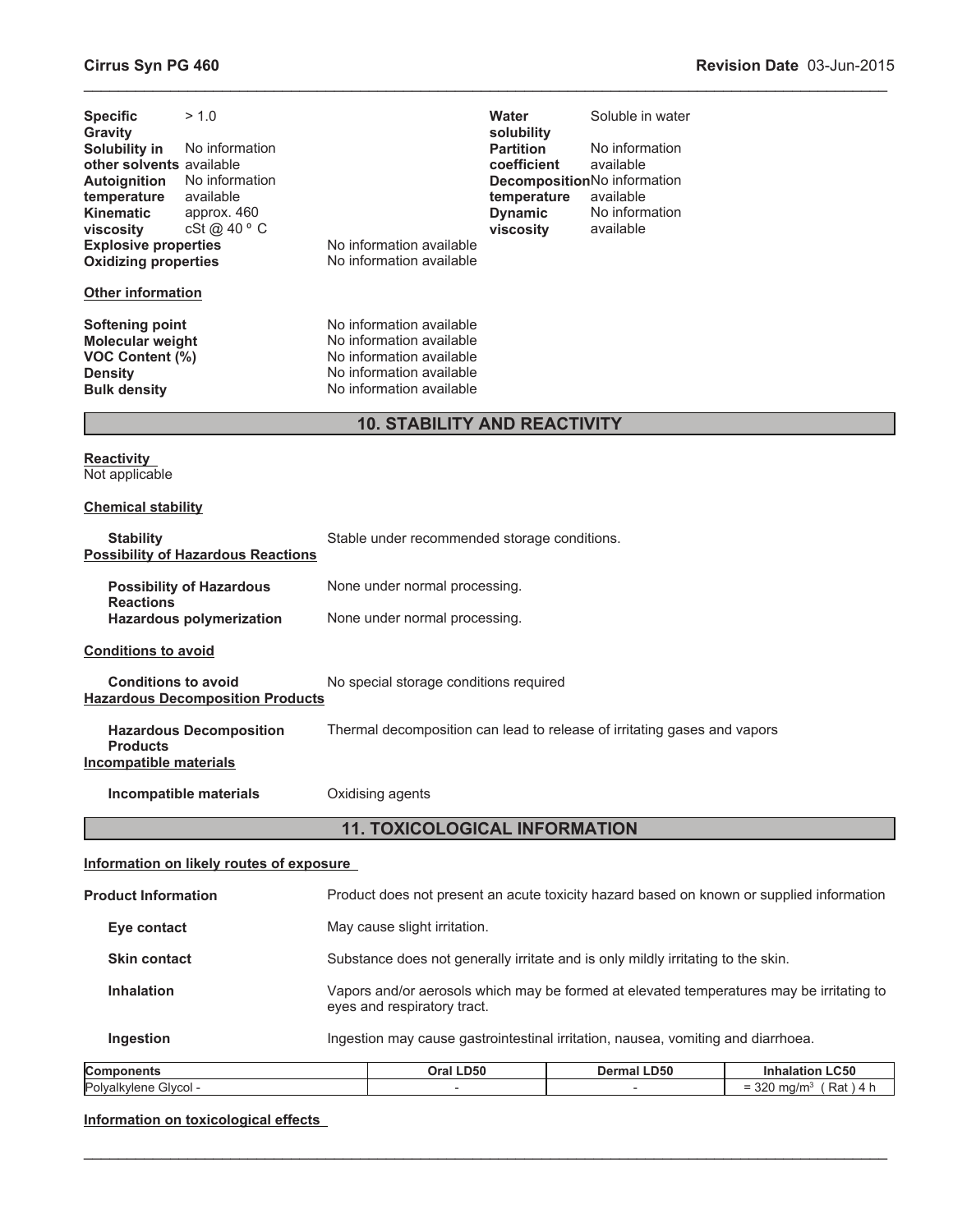| | | | |
|---|---|---|---|
| **Specific Gravity** | > 1.0 | **Water solubility** | Soluble in water |
| **Solubility in other solvents** | No information available | **Partition coefficient** | No information available |
| **Autoignition temperature** | No information available | **Decomposition temperature** | No information available |
| **Kinematic viscosity** | approx. 460 cSt @ 40 º C | **Dynamic viscosity** | No information available |

**Explosive properties** No information available
**Oxidizing properties** No information available

**Other information**

**Softening point** No information available
**Molecular weight** No information available
**VOC Content (%)** No information available
**Density** No information available
**Bulk density** No information available

## 10. STABILITY AND REACTIVITY

**Reactivity**
Not applicable

**Chemical stability**

**Stability** Stable under recommended storage conditions.

**Possibility of Hazardous Reactions**

**Possibility of Hazardous Reactions** None under normal processing.
**Hazardous polymerization** None under normal processing.

**Conditions to avoid**

**Conditions to avoid** No special storage conditions required

**Hazardous Decomposition Products**

**Hazardous Decomposition Products** Thermal decomposition can lead to release of irritating gases and vapors

**Incompatible materials**

**Incompatible materials** Oxidising agents

## 11. TOXICOLOGICAL INFORMATION

**Information on likely routes of exposure**

**Product Information** Product does not present an acute toxicity hazard based on known or supplied information

**Eye contact** May cause slight irritation.

**Skin contact** Substance does not generally irritate and is only mildly irritating to the skin.

**Inhalation** Vapors and/or aerosols which may be formed at elevated temperatures may be irritating to eyes and respiratory tract.

**Ingestion** Ingestion may cause gastrointestinal irritation, nausea, vomiting and diarrhoea.

| Components | Oral LD50 | Dermal LD50 | Inhalation LC50 |
|---|---|---|---|
| Polyalkylene Glycol - | - | - | = 320 mg/m$^3$ ( Rat ) 4 h |

**Information on toxicological effects**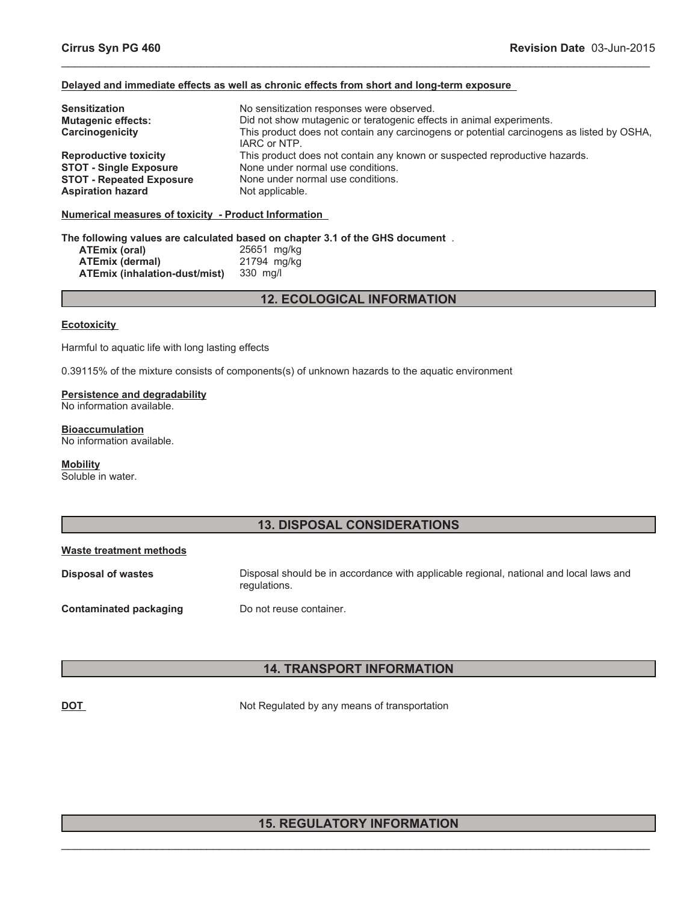#### Delayed and immediate effects as well as chronic effects from short and long-term exposure

| | |
|---|---|
| **Sensitization** | No sensitization responses were observed. |
| **Mutagenic effects:** | Did not show mutagenic or teratogenic effects in animal experiments. |
| **Carcinogenicity** | This product does not contain any carcinogens or potential carcinogens as listed by OSHA, IARC or NTP. |
| **Reproductive toxicity** | This product does not contain any known or suspected reproductive hazards. |
| **STOT - Single Exposure** | None under normal use conditions. |
| **STOT - Repeated Exposure** | None under normal use conditions. |
| **Aspiration hazard** | Not applicable. |

#### Numerical measures of toxicity - Product Information

**The following values are calculated based on chapter 3.1 of the GHS document** .

| | |
|---|---|
| **ATEmix (oral)** | 25651 mg/kg |
| **ATEmix (dermal)** | 21794 mg/kg |
| **ATEmix (inhalation-dust/mist)** | 330 mg/l |

## 12. ECOLOGICAL INFORMATION

#### Ecotoxicity

Harmful to aquatic life with long lasting effects

0.39115% of the mixture consists of components(s) of unknown hazards to the aquatic environment

#### Persistence and degradability

No information available.

#### Bioaccumulation

No information available.

#### Mobility

Soluble in water.

## 13. DISPOSAL CONSIDERATIONS

#### Waste treatment methods

| | |
|---|---|
| **Disposal of wastes** | Disposal should be in accordance with applicable regional, national and local laws and regulations. |
| **Contaminated packaging** | Do not reuse container. |

## 14. TRANSPORT INFORMATION

| | |
|---|---|
| **DOT** | Not Regulated by any means of transportation |

## 15. REGULATORY INFORMATION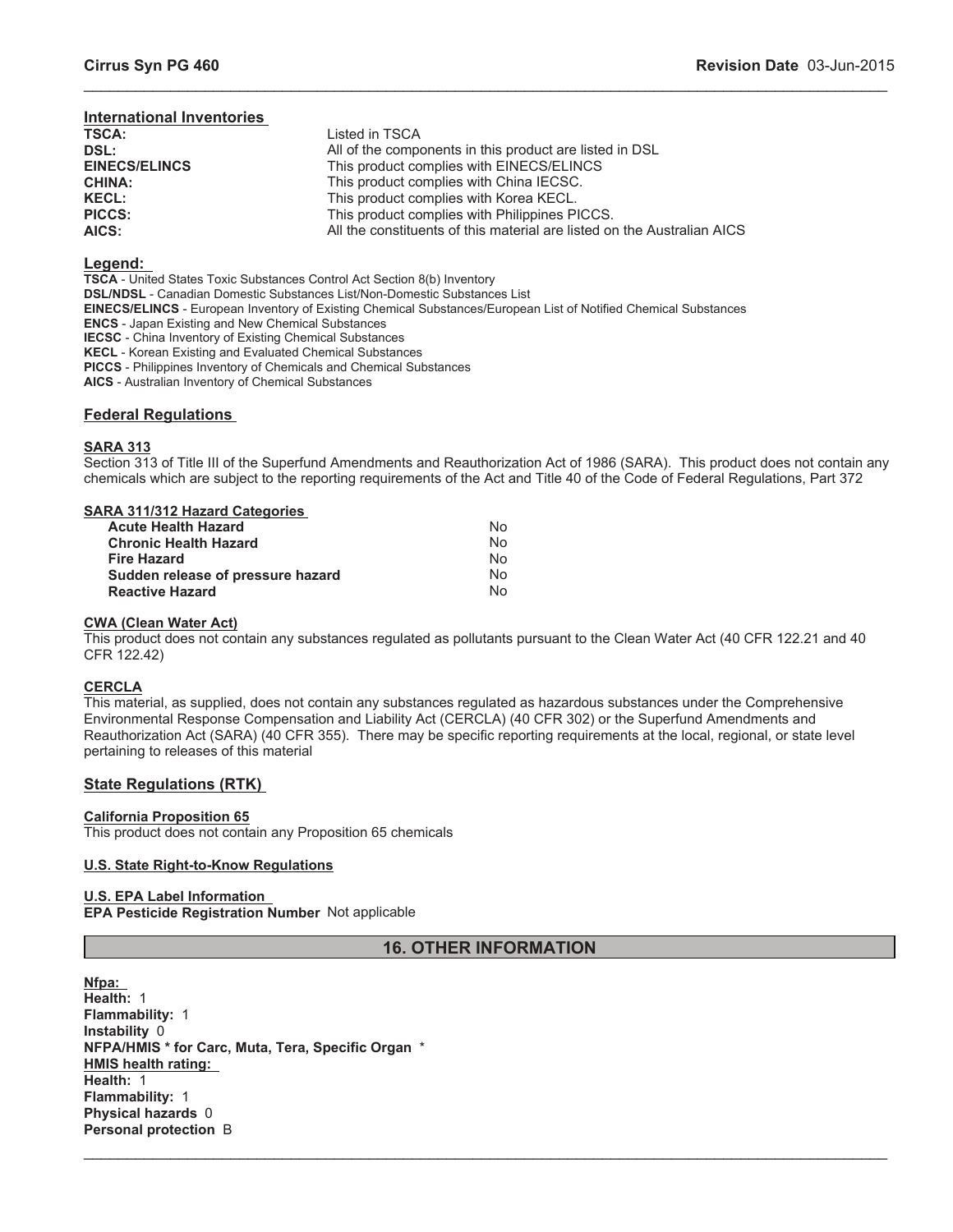## International Inventories

| | |
|---|---|
| **TSCA:** | Listed in TSCA |
| **DSL:** | All of the components in this product are listed in DSL |
| **EINECS/ELINCS** | This product complies with EINECS/ELINCS |
| **CHINA:** | This product complies with China IECSC. |
| **KECL:** | This product complies with Korea KECL. |
| **PICCS:** | This product complies with Philippines PICCS. |
| **AICS:** | All the constituents of this material are listed on the Australian AICS |

## Legend:

**TSCA** - United States Toxic Substances Control Act Section 8(b) Inventory
**DSL/NDSL** - Canadian Domestic Substances List/Non-Domestic Substances List
**EINECS/ELINCS** - European Inventory of Existing Chemical Substances/European List of Notified Chemical Substances
**ENCS** - Japan Existing and New Chemical Substances
**IECSC** - China Inventory of Existing Chemical Substances
**KECL** - Korean Existing and Evaluated Chemical Substances
**PICCS** - Philippines Inventory of Chemicals and Chemical Substances
**AICS** - Australian Inventory of Chemical Substances

## Federal Regulations

### SARA 313

Section 313 of Title III of the Superfund Amendments and Reauthorization Act of 1986 (SARA). This product does not contain any chemicals which are subject to the reporting requirements of the Act and Title 40 of the Code of Federal Regulations, Part 372

### SARA 311/312 Hazard Categories

| | |
|---|---|
| **Acute Health Hazard** | No |
| **Chronic Health Hazard** | No |
| **Fire Hazard** | No |
| **Sudden release of pressure hazard** | No |
| **Reactive Hazard** | No |

### CWA (Clean Water Act)

This product does not contain any substances regulated as pollutants pursuant to the Clean Water Act (40 CFR 122.21 and 40 CFR 122.42)

### CERCLA

This material, as supplied, does not contain any substances regulated as hazardous substances under the Comprehensive Environmental Response Compensation and Liability Act (CERCLA) (40 CFR 302) or the Superfund Amendments and Reauthorization Act (SARA) (40 CFR 355). There may be specific reporting requirements at the local, regional, or state level pertaining to releases of this material

## State Regulations (RTK)

### California Proposition 65

This product does not contain any Proposition 65 chemicals

### U.S. State Right-to-Know Regulations

### U.S. EPA Label Information

**EPA Pesticide Registration Number** Not applicable

# 16. OTHER INFORMATION

**Nfpa:**
**Health:** 1
**Flammability:** 1
**Instability** 0
**NFPA/HMIS * for Carc, Muta, Tera, Specific Organ** *
**HMIS health rating:**
**Health:** 1
**Flammability:** 1
**Physical hazards** 0
**Personal protection** B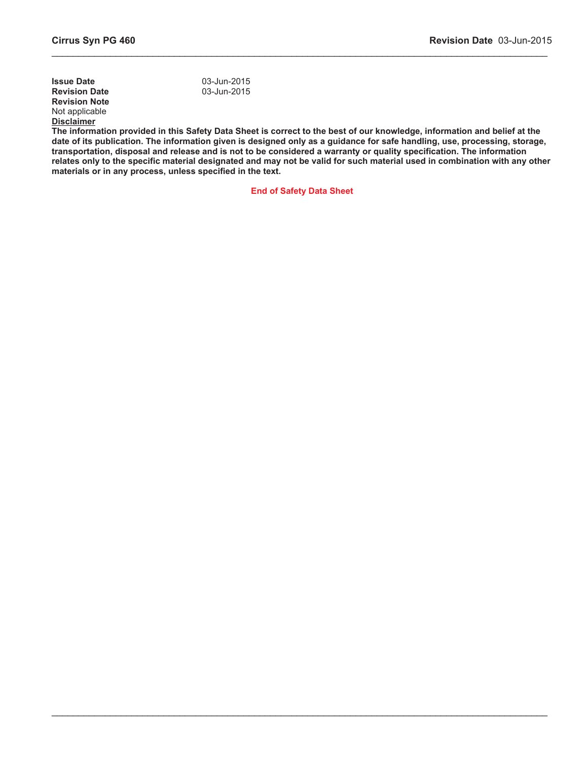**Issue Date** 03-Jun-2015
**Revision Date** 03-Jun-2015
**Revision Note**
Not applicable

**Disclaimer**

**The information provided in this Safety Data Sheet is correct to the best of our knowledge, information and belief at the date of its publication. The information given is designed only as a guidance for safe handling, use, processing, storage, transportation, disposal and release and is not to be considered a warranty or quality specification. The information relates only to the specific material designated and may not be valid for such material used in combination with any other materials or in any process, unless specified in the text.**

**End of Safety Data Sheet**